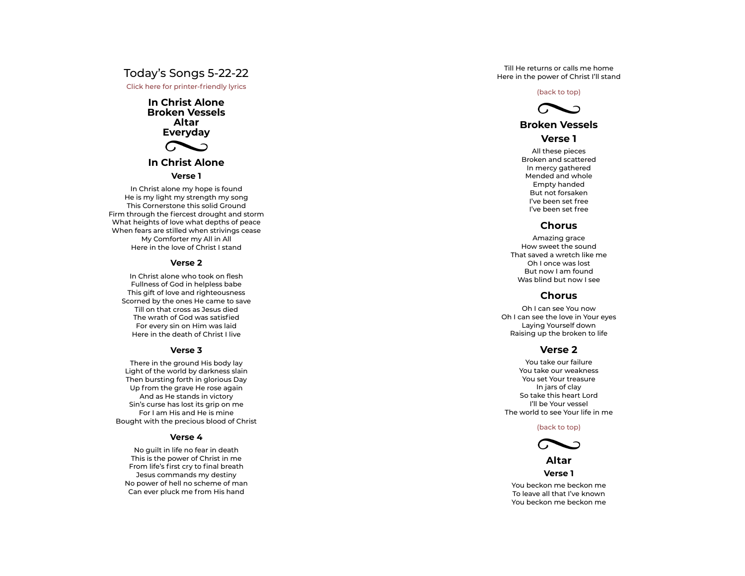# Today's Songs 5-22-22

Click here for printer-friendly lyrics

**In Christ Alone**
**Broken Vessels**
**Altar**
**Everyday**

## In Christ Alone

### Verse 1

In Christ alone my hope is found
He is my light my strength my song
This Cornerstone this solid Ground
Firm through the fiercest drought and storm
What heights of love what depths of peace
When fears are stilled when strivings cease
My Comforter my All in All
Here in the love of Christ I stand

### Verse 2

In Christ alone who took on flesh
Fullness of God in helpless babe
This gift of love and righteousness
Scorned by the ones He came to save
Till on that cross as Jesus died
The wrath of God was satisfied
For every sin on Him was laid
Here in the death of Christ I live

### Verse 3

There in the ground His body lay
Light of the world by darkness slain
Then bursting forth in glorious Day
Up from the grave He rose again
And as He stands in victory
Sin's curse has lost its grip on me
For I am His and He is mine
Bought with the precious blood of Christ

### Verse 4

No guilt in life no fear in death
This is the power of Christ in me
From life's first cry to final breath
Jesus commands my destiny
No power of hell no scheme of man
Can ever pluck me from His hand
Till He returns or calls me home
Here in the power of Christ I'll stand

(back to top)

## Broken Vessels

### Verse 1

All these pieces
Broken and scattered
In mercy gathered
Mended and whole
Empty handed
But not forsaken
I've been set free
I've been set free

### Chorus

Amazing grace
How sweet the sound
That saved a wretch like me
Oh I once was lost
But now I am found
Was blind but now I see

### Chorus

Oh I can see You now
Oh I can see the love in Your eyes
Laying Yourself down
Raising up the broken to life

### Verse 2

You take our failure
You take our weakness
You set Your treasure
In jars of clay
So take this heart Lord
I'll be Your vessel
The world to see Your life in me

(back to top)

## Altar

### Verse 1

You beckon me beckon me
To leave all that I've known
You beckon me beckon me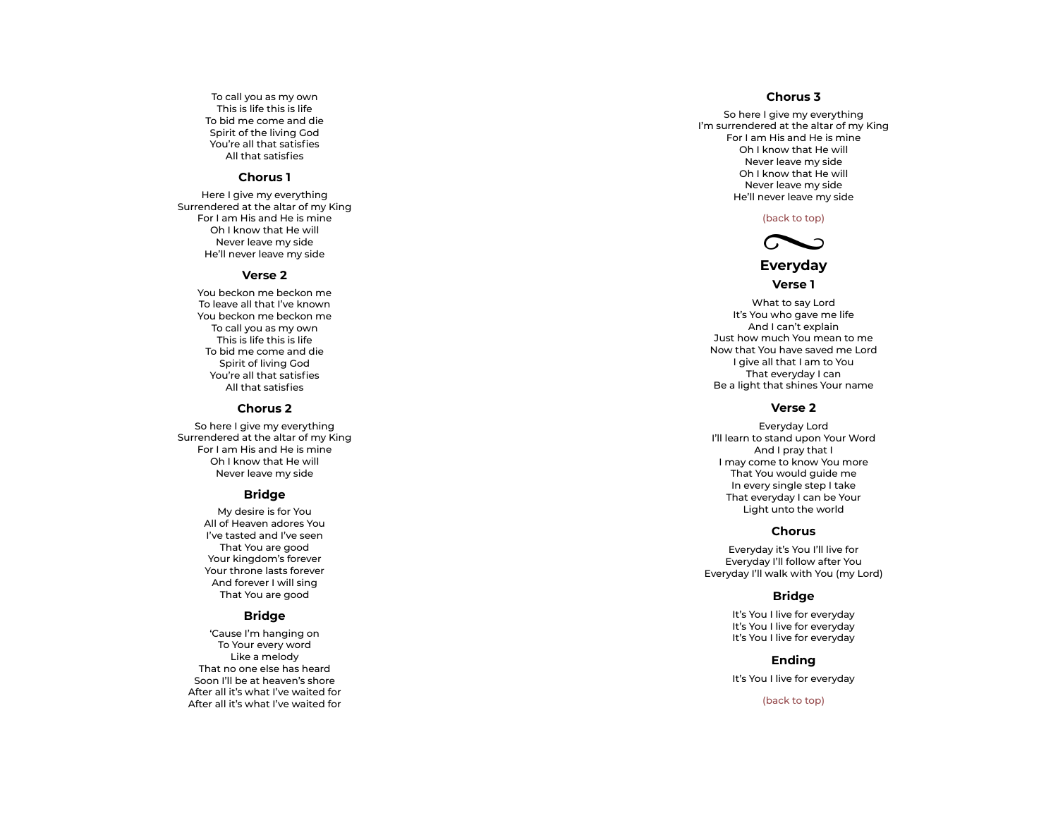To call you as my own
This is life this is life
To bid me come and die
Spirit of the living God
You're all that satisfies
All that satisfies

### Chorus 1

Here I give my everything
Surrendered at the altar of my King
For I am His and He is mine
Oh I know that He will
Never leave my side
He'll never leave my side

### Verse 2

You beckon me beckon me
To leave all that I've known
You beckon me beckon me
To call you as my own
This is life this is life
To bid me come and die
Spirit of living God
You're all that satisfies
All that satisfies

### Chorus 2

So here I give my everything
Surrendered at the altar of my King
For I am His and He is mine
Oh I know that He will
Never leave my side

### Bridge

My desire is for You
All of Heaven adores You
I've tasted and I've seen
That You are good
Your kingdom's forever
Your throne lasts forever
And forever I will sing
That You are good

### Bridge

'Cause I'm hanging on
To Your every word
Like a melody
That no one else has heard
Soon I'll be at heaven's shore
After all it's what I've waited for
After all it's what I've waited for

### Chorus 3

So here I give my everything
I'm surrendered at the altar of my King
For I am His and He is mine
Oh I know that He will
Never leave my side
Oh I know that He will
Never leave my side
He'll never leave my side

(back to top)

## Everyday

### Verse 1

What to say Lord
It's You who gave me life
And I can't explain
Just how much You mean to me
Now that You have saved me Lord
I give all that I am to You
That everyday I can
Be a light that shines Your name

### Verse 2

Everyday Lord
I'll learn to stand upon Your Word
And I pray that I
I may come to know You more
That You would guide me
In every single step I take
That everyday I can be Your
Light unto the world

### Chorus

Everyday it's You I'll live for
Everyday I'll follow after You
Everyday I'll walk with You (my Lord)

### Bridge

It's You I live for everyday
It's You I live for everyday
It's You I live for everyday

### Ending

It's You I live for everyday

(back to top)